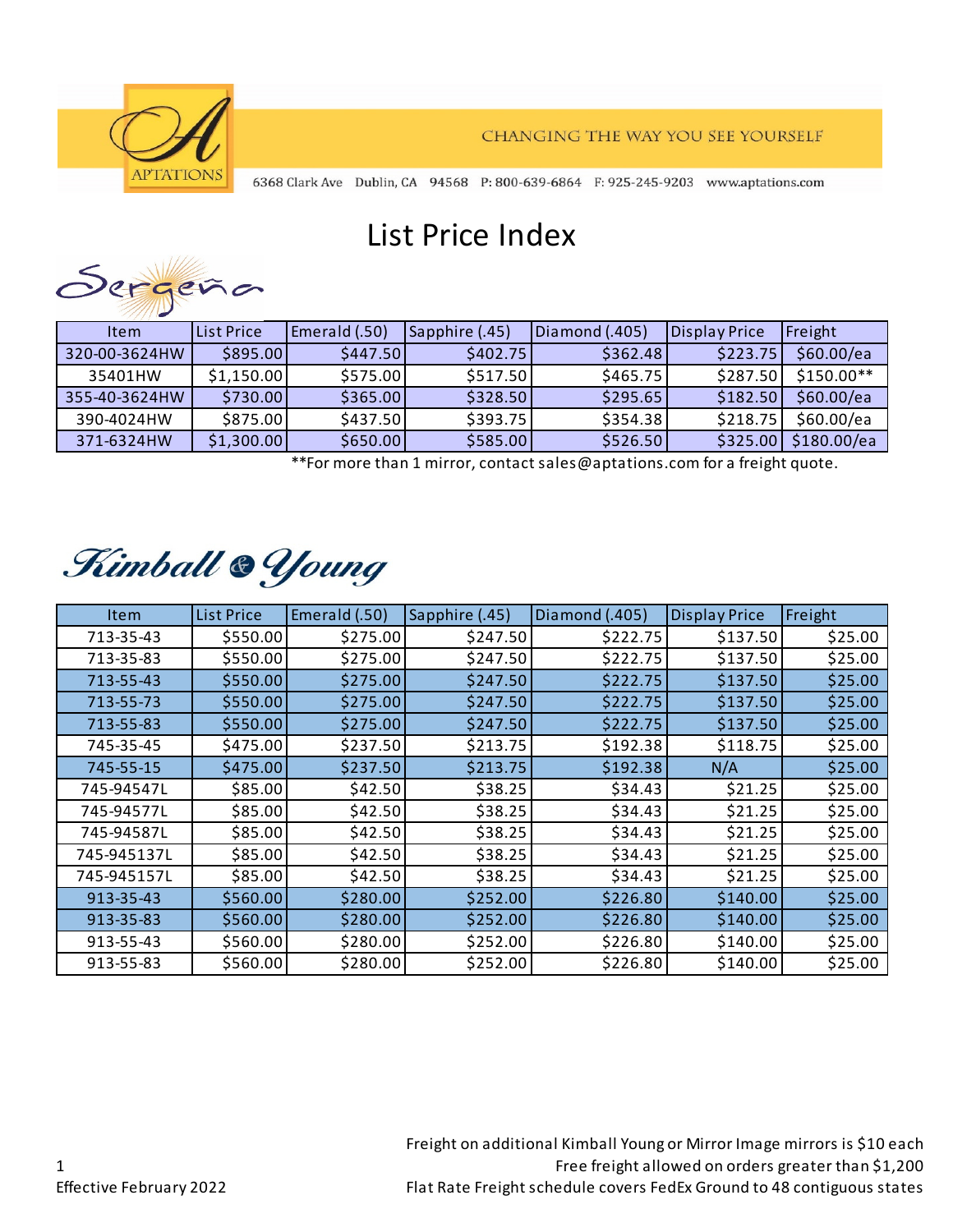APTATIONS

CHANGING THE WAY YOU SEE YOURSELF

6368 Clark Ave Dublin, CA 94568 P: 800-639-6864 F: 925-245-9203 www.aptations.com

# List Price Index

## Sergeña

| Item | List Price | Emerald (.50) | Sapphire (.45) | Diamond (.405) | Display Price | Freight |
|---|---|---|---|---|---|---|
| 320-00-3624HW | $895.00 | $447.50 | $402.75 | $362.48 | $223.75 | $60.00/ea |
| 35401HW | $1,150.00 | $575.00 | $517.50 | $465.75 | $287.50 | $150.00** |
| 355-40-3624HW | $730.00 | $365.00 | $328.50 | $295.65 | $182.50 | $60.00/ea |
| 390-4024HW | $875.00 | $437.50 | $393.75 | $354.38 | $218.75 | $60.00/ea |
| 371-6324HW | $1,300.00 | $650.00 | $585.00 | $526.50 | $325.00 | $180.00/ea |

**For more than 1 mirror, contact sales@aptations.com for a freight quote.

## Kimball & Young

| Item | List Price | Emerald (.50) | Sapphire (.45) | Diamond (.405) | Display Price | Freight |
|---|---|---|---|---|---|---|
| 713-35-43 | $550.00 | $275.00 | $247.50 | $222.75 | $137.50 | $25.00 |
| 713-35-83 | $550.00 | $275.00 | $247.50 | $222.75 | $137.50 | $25.00 |
| 713-55-43 | $550.00 | $275.00 | $247.50 | $222.75 | $137.50 | $25.00 |
| 713-55-73 | $550.00 | $275.00 | $247.50 | $222.75 | $137.50 | $25.00 |
| 713-55-83 | $550.00 | $275.00 | $247.50 | $222.75 | $137.50 | $25.00 |
| 745-35-45 | $475.00 | $237.50 | $213.75 | $192.38 | $118.75 | $25.00 |
| 745-55-15 | $475.00 | $237.50 | $213.75 | $192.38 | N/A | $25.00 |
| 745-94547L | $85.00 | $42.50 | $38.25 | $34.43 | $21.25 | $25.00 |
| 745-94577L | $85.00 | $42.50 | $38.25 | $34.43 | $21.25 | $25.00 |
| 745-94587L | $85.00 | $42.50 | $38.25 | $34.43 | $21.25 | $25.00 |
| 745-945137L | $85.00 | $42.50 | $38.25 | $34.43 | $21.25 | $25.00 |
| 745-945157L | $85.00 | $42.50 | $38.25 | $34.43 | $21.25 | $25.00 |
| 913-35-43 | $560.00 | $280.00 | $252.00 | $226.80 | $140.00 | $25.00 |
| 913-35-83 | $560.00 | $280.00 | $252.00 | $226.80 | $140.00 | $25.00 |
| 913-55-43 | $560.00 | $280.00 | $252.00 | $226.80 | $140.00 | $25.00 |
| 913-55-83 | $560.00 | $280.00 | $252.00 | $226.80 | $140.00 | $25.00 |

Effective February 2022

Freight on additional Kimball Young or Mirror Image mirrors is $10 each
Free freight allowed on orders greater than $1,200
Flat Rate Freight schedule covers FedEx Ground to 48 contiguous states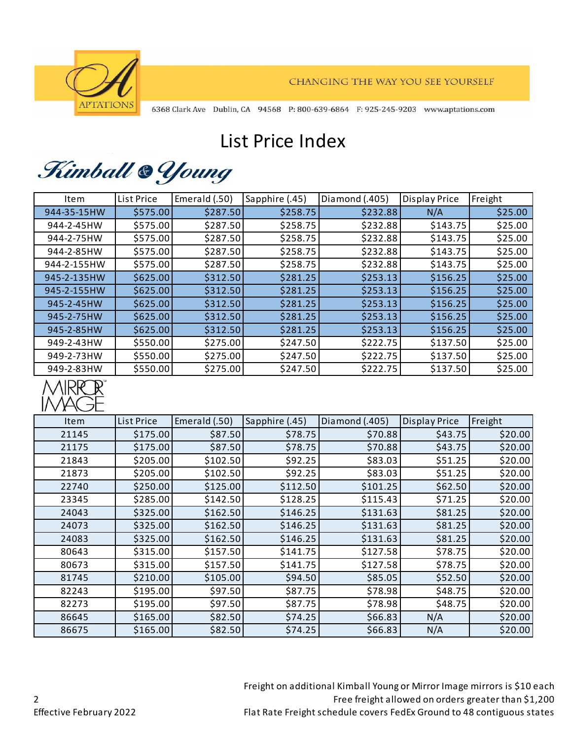APTATIONS

CHANGING THE WAY YOU SEE YOURSELF

6368 Clark Ave Dublin, CA 94568 P: 800-639-6864 F: 925-245-9203 www.aptations.com

# List Price Index

## Kimball & Young

| Item | List Price | Emerald (.50) | Sapphire (.45) | Diamond (.405) | Display Price | Freight |
|---|---|---|---|---|---|---|
| 944-35-15HW | $575.00 | $287.50 | $258.75 | $232.88 | N/A | $25.00 |
| 944-2-45HW | $575.00 | $287.50 | $258.75 | $232.88 | $143.75 | $25.00 |
| 944-2-75HW | $575.00 | $287.50 | $258.75 | $232.88 | $143.75 | $25.00 |
| 944-2-85HW | $575.00 | $287.50 | $258.75 | $232.88 | $143.75 | $25.00 |
| 944-2-155HW | $575.00 | $287.50 | $258.75 | $232.88 | $143.75 | $25.00 |
| 945-2-135HW | $625.00 | $312.50 | $281.25 | $253.13 | $156.25 | $25.00 |
| 945-2-155HW | $625.00 | $312.50 | $281.25 | $253.13 | $156.25 | $25.00 |
| 945-2-45HW | $625.00 | $312.50 | $281.25 | $253.13 | $156.25 | $25.00 |
| 945-2-75HW | $625.00 | $312.50 | $281.25 | $253.13 | $156.25 | $25.00 |
| 945-2-85HW | $625.00 | $312.50 | $281.25 | $253.13 | $156.25 | $25.00 |
| 949-2-43HW | $550.00 | $275.00 | $247.50 | $222.75 | $137.50 | $25.00 |
| 949-2-73HW | $550.00 | $275.00 | $247.50 | $222.75 | $137.50 | $25.00 |
| 949-2-83HW | $550.00 | $275.00 | $247.50 | $222.75 | $137.50 | $25.00 |

## Mirror Image

| Item | List Price | Emerald (.50) | Sapphire (.45) | Diamond (.405) | Display Price | Freight |
|---|---|---|---|---|---|---|
| 21145 | $175.00 | $87.50 | $78.75 | $70.88 | $43.75 | $20.00 |
| 21175 | $175.00 | $87.50 | $78.75 | $70.88 | $43.75 | $20.00 |
| 21843 | $205.00 | $102.50 | $92.25 | $83.03 | $51.25 | $20.00 |
| 21873 | $205.00 | $102.50 | $92.25 | $83.03 | $51.25 | $20.00 |
| 22740 | $250.00 | $125.00 | $112.50 | $101.25 | $62.50 | $20.00 |
| 23345 | $285.00 | $142.50 | $128.25 | $115.43 | $71.25 | $20.00 |
| 24043 | $325.00 | $162.50 | $146.25 | $131.63 | $81.25 | $20.00 |
| 24073 | $325.00 | $162.50 | $146.25 | $131.63 | $81.25 | $20.00 |
| 24083 | $325.00 | $162.50 | $146.25 | $131.63 | $81.25 | $20.00 |
| 80643 | $315.00 | $157.50 | $141.75 | $127.58 | $78.75 | $20.00 |
| 80673 | $315.00 | $157.50 | $141.75 | $127.58 | $78.75 | $20.00 |
| 81745 | $210.00 | $105.00 | $94.50 | $85.05 | $52.50 | $20.00 |
| 82243 | $195.00 | $97.50 | $87.75 | $78.98 | $48.75 | $20.00 |
| 82273 | $195.00 | $97.50 | $87.75 | $78.98 | $48.75 | $20.00 |
| 86645 | $165.00 | $82.50 | $74.25 | $66.83 | N/A | $20.00 |
| 86675 | $165.00 | $82.50 | $74.25 | $66.83 | N/A | $20.00 |

Freight on additional Kimball Young or Mirror Image mirrors is $10 each
Free freight allowed on orders greater than $1,200
Flat Rate Freight schedule covers FedEx Ground to 48 contiguous states

Effective February 2022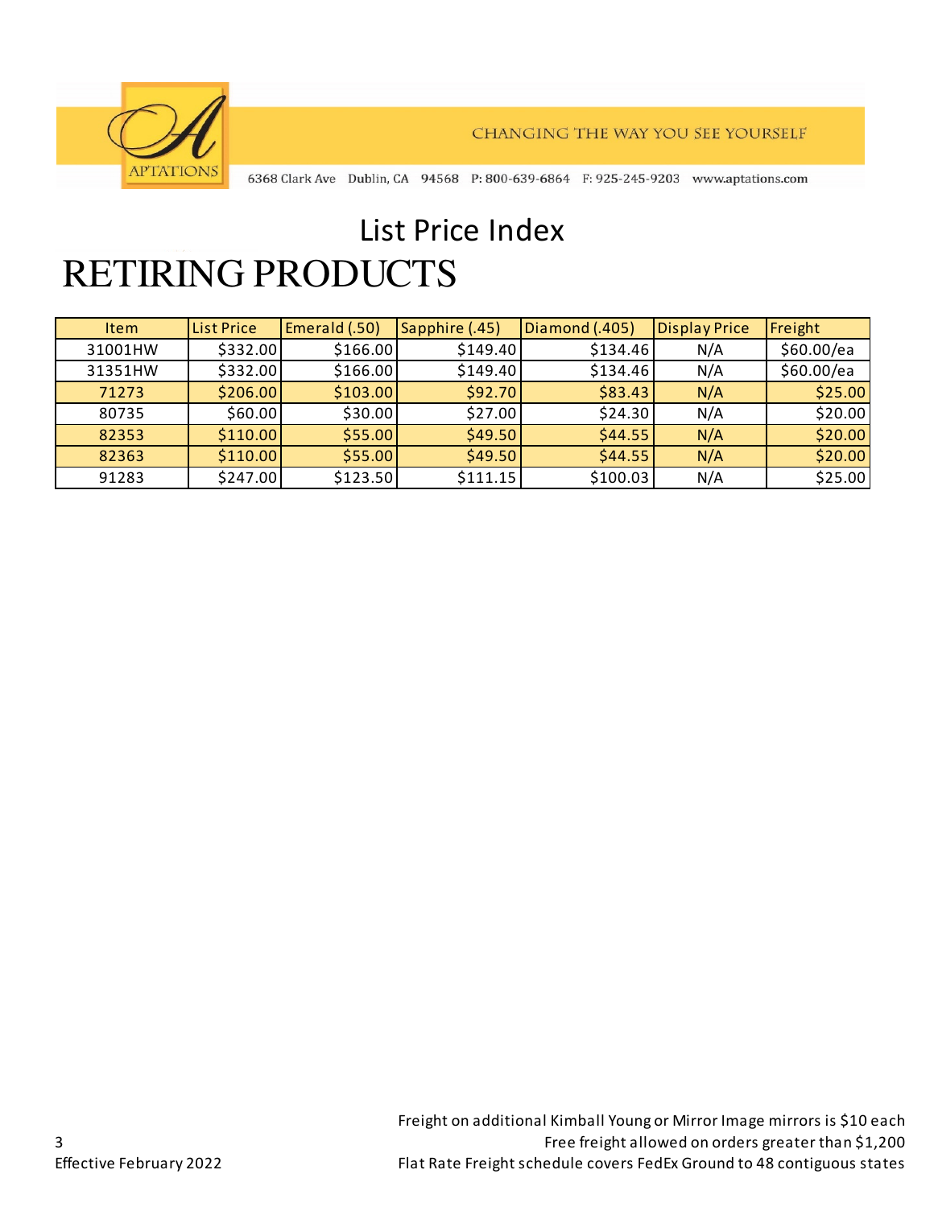CHANGING THE WAY YOU SEE YOURSELF

6368 Clark Ave Dublin, CA 94568 P: 800-639-6864 F: 925-245-9203 www.aptations.com

## List Price Index

# RETIRING PRODUCTS

| Item | List Price | Emerald (.50) | Sapphire (.45) | Diamond (.405) | Display Price | Freight |
|---|---|---|---|---|---|---|
| 31001HW | $332.00 | $166.00 | $149.40 | $134.46 | N/A | $60.00/ea |
| 31351HW | $332.00 | $166.00 | $149.40 | $134.46 | N/A | $60.00/ea |
| 71273 | $206.00 | $103.00 | $92.70 | $83.43 | N/A | $25.00 |
| 80735 | $60.00 | $30.00 | $27.00 | $24.30 | N/A | $20.00 |
| 82353 | $110.00 | $55.00 | $49.50 | $44.55 | N/A | $20.00 |
| 82363 | $110.00 | $55.00 | $49.50 | $44.55 | N/A | $20.00 |
| 91283 | $247.00 | $123.50 | $111.15 | $100.03 | N/A | $25.00 |

Effective February 2022

Freight on additional Kimball Young or Mirror Image mirrors is $10 each
Free freight allowed on orders greater than $1,200
Flat Rate Freight schedule covers FedEx Ground to 48 contiguous states